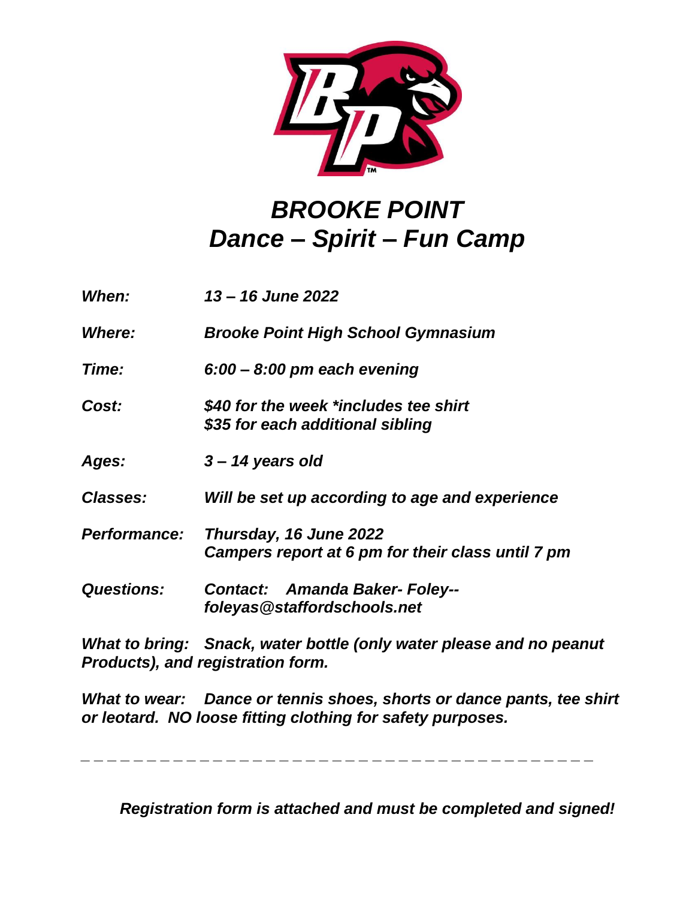# *BROOKE POINT*
## *Dance – Spirit – Fun Camp*

***When:*** *13 – 16 June 2022*

***Where:*** *Brooke Point High School Gymnasium*

***Time:*** *6:00 – 8:00 pm each evening*

***Cost:*** *$40 for the week *includes tee shirt*
*$35 for each additional sibling*

***Ages:*** *3 – 14 years old*

***Classes:*** *Will be set up according to age and experience*

***Performance:*** *Thursday, 16 June 2022*
*Campers report at 6 pm for their class until 7 pm*

***Questions:*** *Contact: Amanda Baker- Foley--*
*foleyas@staffordschools.net*

***What to bring:*** *Snack, water bottle (only water please and no peanut Products), and registration form.*

***What to wear:*** *Dance or tennis shoes, shorts or dance pants, tee shirt or leotard. NO loose fitting clothing for safety purposes.*

_ _ _ _ _ _ _ _ _ _ _ _ _ _ _ _ _ _ _ _ _ _ _ _ _ _ _ _ _ _ _ _ _ _ _ _ _ _ _ _ _ _

***Registration form is attached and must be completed and signed!***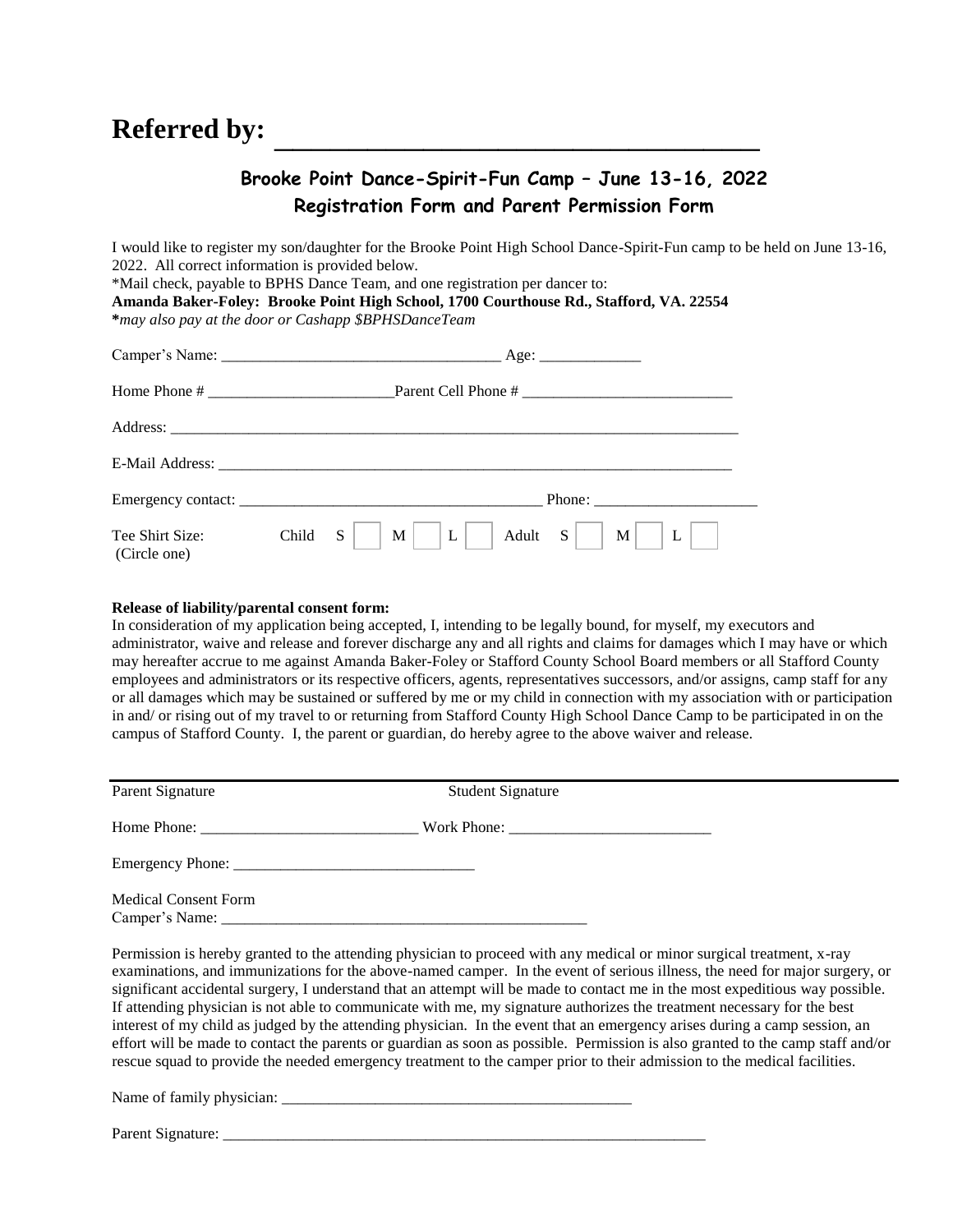# Referred by: ___________________________________

## Brooke Point Dance-Spirit-Fun Camp – June 13-16, 2022
## Registration Form and Parent Permission Form

I would like to register my son/daughter for the Brooke Point High School Dance-Spirit-Fun camp to be held on June 13-16, 2022. All correct information is provided below.
*Mail check, payable to BPHS Dance Team, and one registration per dancer to:
**Amanda Baker-Foley: Brooke Point High School, 1700 Courthouse Rd., Stafford, VA. 22554**
*\*may also pay at the door or Cashapp $BPHSDanceTeam*

Camper's Name: ___________________________________ Age: _____________

Home Phone # ________________________ Parent Cell Phone # ___________________________

Address: ___________________________________________________________________________

E-Mail Address: _____________________________________________________________________

Emergency contact: ______________________________________ Phone: _____________________

Tee Shirt Size: (Circle one) Child S ☐ M ☐ L ☐ Adult S ☐ M ☐ L ☐

**Release of liability/parental consent form:**
In consideration of my application being accepted, I, intending to be legally bound, for myself, my executors and administrator, waive and release and forever discharge any and all rights and claims for damages which I may have or which may hereafter accrue to me against Amanda Baker-Foley or Stafford County School Board members or all Stafford County employees and administrators or its respective officers, agents, representatives successors, and/or assigns, camp staff for any or all damages which may be sustained or suffered by me or my child in connection with my association with or participation in and/ or rising out of my travel to or returning from Stafford County High School Dance Camp to be participated in on the campus of Stafford County. I, the parent or guardian, do hereby agree to the above waiver and release.

______________________________________________________________________________

Parent Signature Student Signature

Home Phone: ___________________________ Work Phone: __________________________

Emergency Phone: ______________________________

Medical Consent Form
Camper's Name: _______________________________________________

Permission is hereby granted to the attending physician to proceed with any medical or minor surgical treatment, x-ray examinations, and immunizations for the above-named camper. In the event of serious illness, the need for major surgery, or significant accidental surgery, I understand that an attempt will be made to contact me in the most expeditious way possible. If attending physician is not able to communicate with me, my signature authorizes the treatment necessary for the best interest of my child as judged by the attending physician. In the event that an emergency arises during a camp session, an effort will be made to contact the parents or guardian as soon as possible. Permission is also granted to the camp staff and/or rescue squad to provide the needed emergency treatment to the camper prior to their admission to the medical facilities.

Name of family physician: _____________________________________________

Parent Signature: _________________________________________________________________